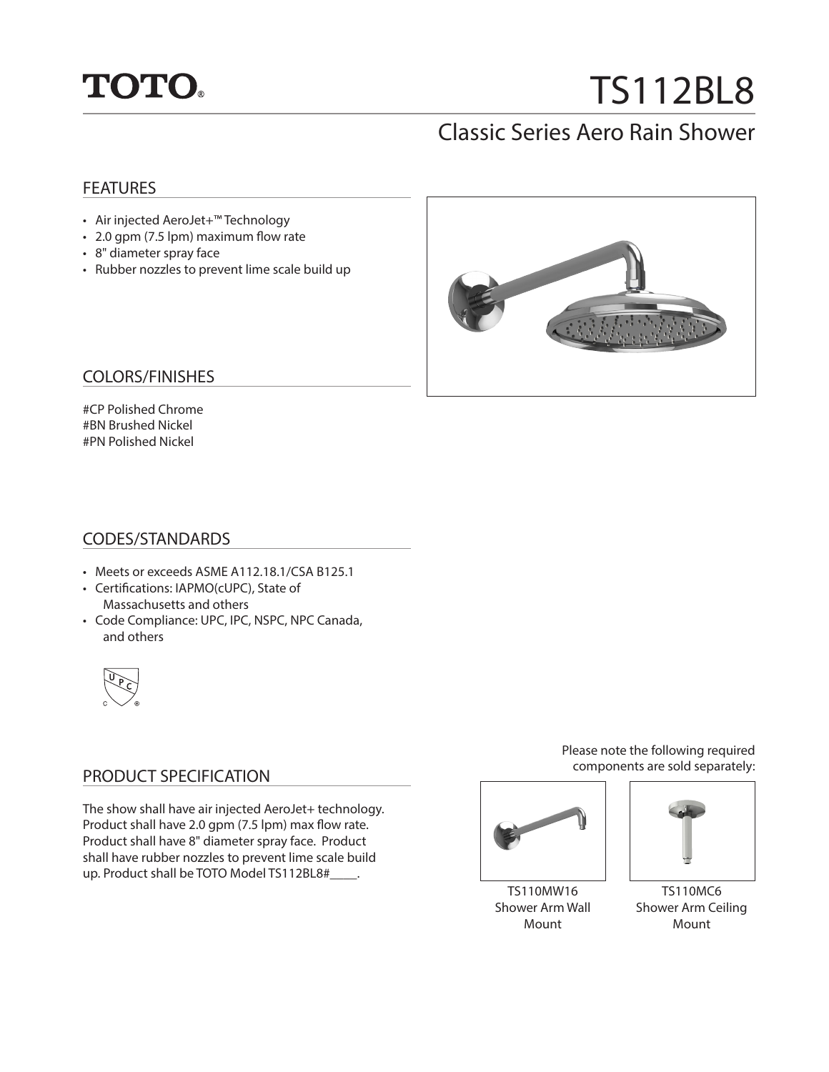TOTO®

# TS112BL8

## Classic Series Aero Rain Shower

### FEATURES

- Air injected AeroJet+™ Technology
- 2.0 gpm (7.5 lpm) maximum flow rate
- 8" diameter spray face
- Rubber nozzles to prevent lime scale build up

### COLORS/FINISHES

#CP Polished Chrome
#BN Brushed Nickel
#PN Polished Nickel

### CODES/STANDARDS

- Meets or exceeds ASME A112.18.1/CSA B125.1
- Certifications: IAPMO(cUPC), State of Massachusetts and others
- Code Compliance: UPC, IPC, NSPC, NPC Canada, and others

### PRODUCT SPECIFICATION

The show shall have air injected AeroJet+ technology. Product shall have 2.0 gpm (7.5 lpm) max flow rate. Product shall have 8" diameter spray face. Product shall have rubber nozzles to prevent lime scale build up. Product shall be TOTO Model TS112BL8#____.

Please note the following required components are sold separately:

TS110MW16
Shower Arm Wall Mount

TS110MC6
Shower Arm Ceiling Mount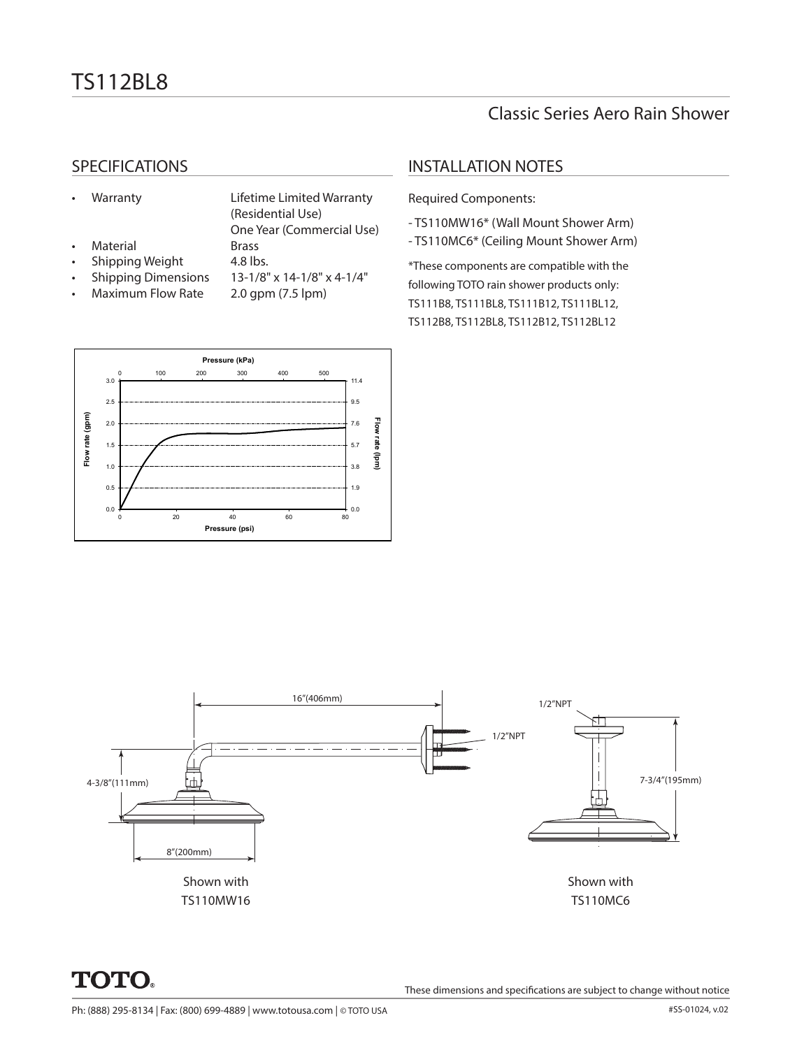# TS112BL8

## Classic Series Aero Rain Shower

## SPECIFICATIONS

- Warranty: Lifetime Limited Warranty (Residential Use), One Year (Commercial Use)
- Material: Brass
- Shipping Weight: 4.8 lbs.
- Shipping Dimensions: 13-1/8" x 14-1/8" x 4-1/4"
- Maximum Flow Rate: 2.0 gpm (7.5 lpm)

Pressure (kPa)
0 100 200 300 400 500
Flow rate (gpm)
3.0 2.5 2.0 1.5 1.0 0.5 0.0
Flow rate (lpm)
11.4 9.5 7.6 5.7 3.8 1.9 0.0
0 20 40 60 80
Pressure (psi)

## INSTALLATION NOTES

Required Components:

- TS110MW16* (Wall Mount Shower Arm)
- TS110MC6* (Ceiling Mount Shower Arm)

*These components are compatible with the following TOTO rain shower products only: TS111B8, TS111BL8, TS111B12, TS111BL12, TS112B8, TS112BL8, TS112B12, TS112BL12

16"(406mm)
1/2"NPT
4-3/8"(111mm)
8"(200mm)

Shown with TS110MW16

1/2"NPT
7-3/4"(195mm)

Shown with TS110MC6

These dimensions and specifications are subject to change without notice

Ph: (888) 295-8134 | Fax: (800) 699-4889 | www.totousa.com | © TOTO USA

#SS-01024, v.02